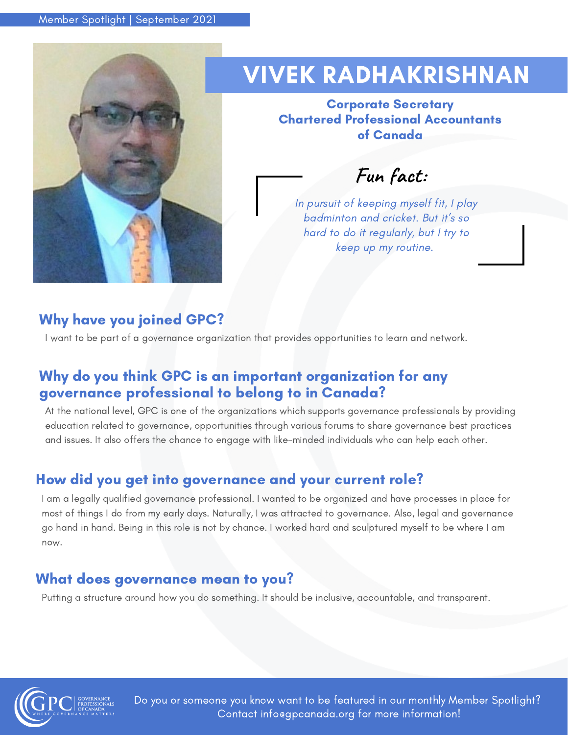Member Spotlight | September 2021

# VIVEK RADHAKRISHNAN

**Corporate Secretary**
**Chartered Professional Accountants of Canada**

### Fun fact:

*In pursuit of keeping myself fit, I play badminton and cricket. But it's so hard to do it regularly, but I try to keep up my routine.*

## Why have you joined GPC?

I want to be part of a governance organization that provides opportunities to learn and network.

## Why do you think GPC is an important organization for any governance professional to belong to in Canada?

At the national level, GPC is one of the organizations which supports governance professionals by providing education related to governance, opportunities through various forums to share governance best practices and issues. It also offers the chance to engage with like-minded individuals who can help each other.

## How did you get into governance and your current role?

I am a legally qualified governance professional. I wanted to be organized and have processes in place for most of things I do from my early days. Naturally, I was attracted to governance. Also, legal and governance go hand in hand. Being in this role is not by chance. I worked hard and sculptured myself to be where I am now.

## What does governance mean to you?

Putting a structure around how you do something. It should be inclusive, accountable, and transparent.

Do you or someone you know want to be featured in our monthly Member Spotlight? Contact info@gpcanada.org for more information!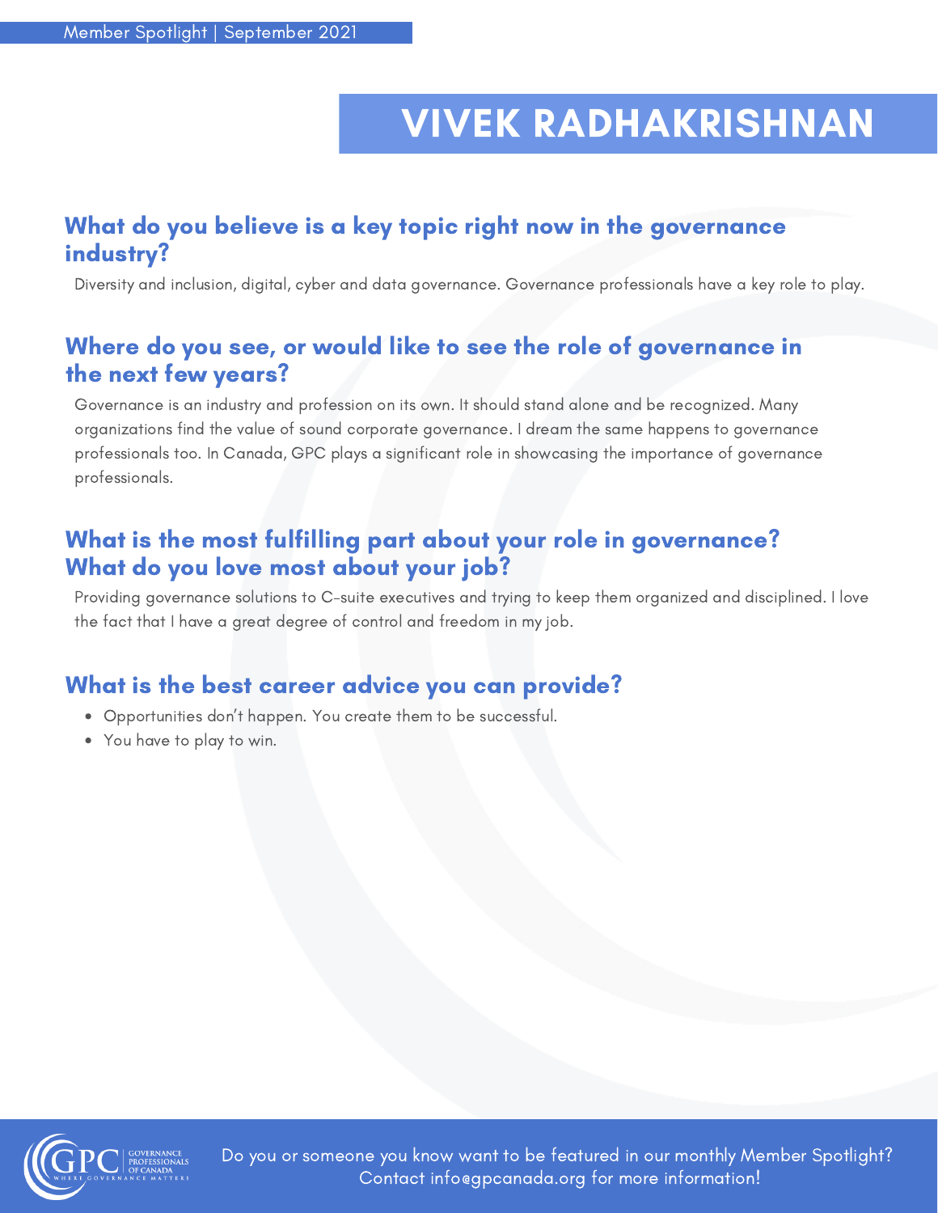# VIVEK RADHAKRISHNAN

## What do you believe is a key topic right now in the governance industry?

Diversity and inclusion, digital, cyber and data governance. Governance professionals have a key role to play.

## Where do you see, or would like to see the role of governance in the next few years?

Governance is an industry and profession on its own. It should stand alone and be recognized. Many organizations find the value of sound corporate governance. I dream the same happens to governance professionals too. In Canada, GPC plays a significant role in showcasing the importance of governance professionals.

## What is the most fulfilling part about your role in governance? What do you love most about your job?

Providing governance solutions to C-suite executives and trying to keep them organized and disciplined. I love the fact that I have a great degree of control and freedom in my job.

## What is the best career advice you can provide?

- Opportunities don't happen. You create them to be successful.
- You have to play to win.

Do you or someone you know want to be featured in our monthly Member Spotlight? Contact info@gpcanada.org for more information!